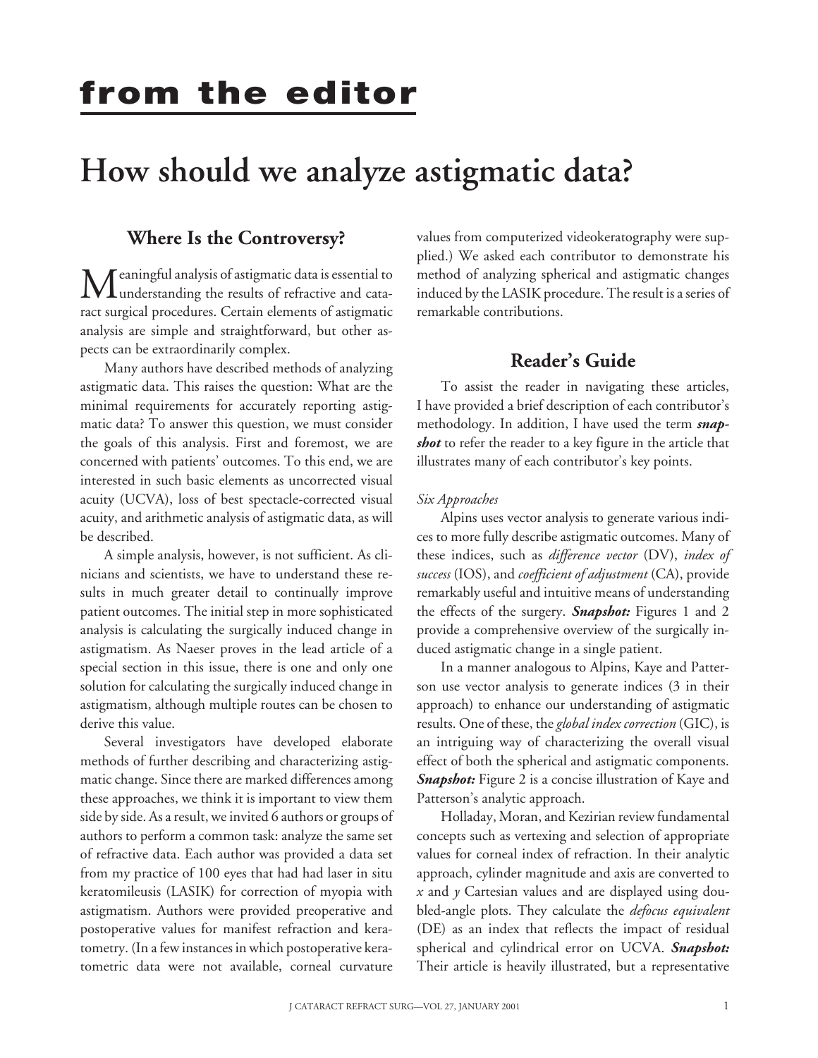# from the editor

# How should we analyze astigmatic data?

## Where Is the Controversy?

Meaningful analysis of astigmatic data is essential to understanding the results of refractive and cataract surgical procedures. Certain elements of astigmatic analysis are simple and straightforward, but other aspects can be extraordinarily complex.

Many authors have described methods of analyzing astigmatic data. This raises the question: What are the minimal requirements for accurately reporting astigmatic data? To answer this question, we must consider the goals of this analysis. First and foremost, we are concerned with patients' outcomes. To this end, we are interested in such basic elements as uncorrected visual acuity (UCVA), loss of best spectacle-corrected visual acuity, and arithmetic analysis of astigmatic data, as will be described.

A simple analysis, however, is not sufficient. As clinicians and scientists, we have to understand these results in much greater detail to continually improve patient outcomes. The initial step in more sophisticated analysis is calculating the surgically induced change in astigmatism. As Naeser proves in the lead article of a special section in this issue, there is one and only one solution for calculating the surgically induced change in astigmatism, although multiple routes can be chosen to derive this value.

Several investigators have developed elaborate methods of further describing and characterizing astigmatic change. Since there are marked differences among these approaches, we think it is important to view them side by side. As a result, we invited 6 authors or groups of authors to perform a common task: analyze the same set of refractive data. Each author was provided a data set from my practice of 100 eyes that had had laser in situ keratomileusis (LASIK) for correction of myopia with astigmatism. Authors were provided preoperative and postoperative values for manifest refraction and keratometry. (In a few instances in which postoperative keratometric data were not available, corneal curvature values from computerized videokeratography were supplied.) We asked each contributor to demonstrate his method of analyzing spherical and astigmatic changes induced by the LASIK procedure. The result is a series of remarkable contributions.

## Reader's Guide

To assist the reader in navigating these articles, I have provided a brief description of each contributor's methodology. In addition, I have used the term ***snapshot*** to refer the reader to a key figure in the article that illustrates many of each contributor's key points.

*Six Approaches*

Alpins uses vector analysis to generate various indices to more fully describe astigmatic outcomes. Many of these indices, such as *difference vector* (DV), *index of success* (IOS), and *coefficient of adjustment* (CA), provide remarkably useful and intuitive means of understanding the effects of the surgery. ***Snapshot:*** Figures 1 and 2 provide a comprehensive overview of the surgically induced astigmatic change in a single patient.

In a manner analogous to Alpins, Kaye and Patterson use vector analysis to generate indices (3 in their approach) to enhance our understanding of astigmatic results. One of these, the *global index correction* (GIC), is an intriguing way of characterizing the overall visual effect of both the spherical and astigmatic components. ***Snapshot:*** Figure 2 is a concise illustration of Kaye and Patterson's analytic approach.

Holladay, Moran, and Kezirian review fundamental concepts such as vertexing and selection of appropriate values for corneal index of refraction. In their analytic approach, cylinder magnitude and axis are converted to $x$ and $y$ Cartesian values and are displayed using doubled-angle plots. They calculate the *defocus equivalent* (DE) as an index that reflects the impact of residual spherical and cylindrical error on UCVA. ***Snapshot:*** Their article is heavily illustrated, but a representative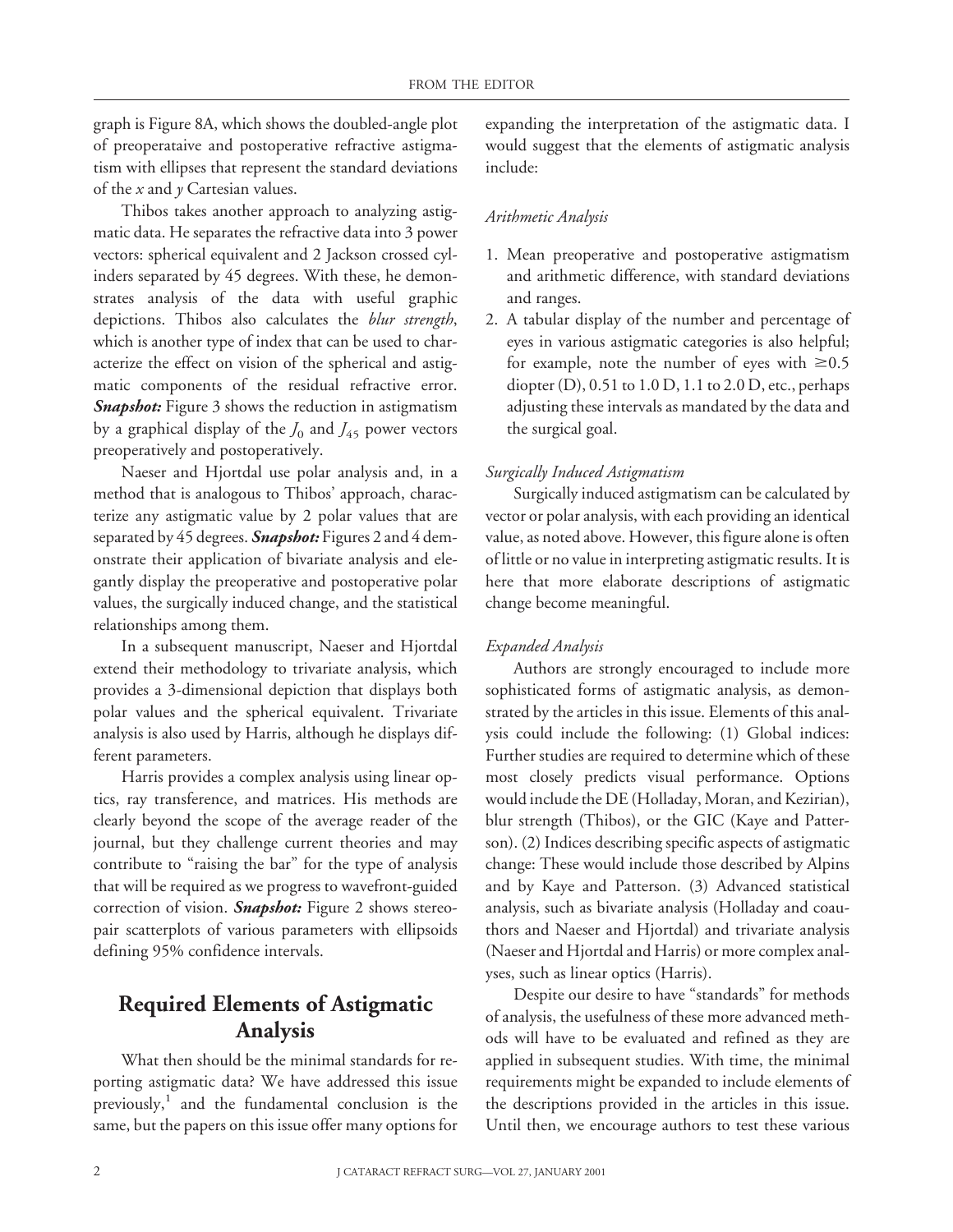graph is Figure 8A, which shows the doubled-angle plot of preoperataive and postoperative refractive astigmatism with ellipses that represent the standard deviations of the $x$ and $y$ Cartesian values.

Thibos takes another approach to analyzing astigmatic data. He separates the refractive data into 3 power vectors: spherical equivalent and 2 Jackson crossed cylinders separated by 45 degrees. With these, he demonstrates analysis of the data with useful graphic depictions. Thibos also calculates the *blur strength*, which is another type of index that can be used to characterize the effect on vision of the spherical and astigmatic components of the residual refractive error. ***Snapshot:*** Figure 3 shows the reduction in astigmatism by a graphical display of the $J_0$ and $J_{45}$ power vectors preoperatively and postoperatively.

Naeser and Hjortdal use polar analysis and, in a method that is analogous to Thibos' approach, characterize any astigmatic value by 2 polar values that are separated by 45 degrees. ***Snapshot:*** Figures 2 and 4 demonstrate their application of bivariate analysis and elegantly display the preoperative and postoperative polar values, the surgically induced change, and the statistical relationships among them.

In a subsequent manuscript, Naeser and Hjortdal extend their methodology to trivariate analysis, which provides a 3-dimensional depiction that displays both polar values and the spherical equivalent. Trivariate analysis is also used by Harris, although he displays different parameters.

Harris provides a complex analysis using linear optics, ray transference, and matrices. His methods are clearly beyond the scope of the average reader of the journal, but they challenge current theories and may contribute to "raising the bar" for the type of analysis that will be required as we progress to wavefront-guided correction of vision. ***Snapshot:*** Figure 2 shows stereopair scatterplots of various parameters with ellipsoids defining 95% confidence intervals.

## Required Elements of Astigmatic Analysis

What then should be the minimal standards for reporting astigmatic data? We have addressed this issue previously,[1] and the fundamental conclusion is the same, but the papers on this issue offer many options for expanding the interpretation of the astigmatic data. I would suggest that the elements of astigmatic analysis include:

*Arithmetic Analysis*

1. Mean preoperative and postoperative astigmatism and arithmetic difference, with standard deviations and ranges.
2. A tabular display of the number and percentage of eyes in various astigmatic categories is also helpful; for example, note the number of eyes with $\geq$0.5 diopter (D), 0.51 to 1.0 D, 1.1 to 2.0 D, etc., perhaps adjusting these intervals as mandated by the data and the surgical goal.

*Surgically Induced Astigmatism*

Surgically induced astigmatism can be calculated by vector or polar analysis, with each providing an identical value, as noted above. However, this figure alone is often of little or no value in interpreting astigmatic results. It is here that more elaborate descriptions of astigmatic change become meaningful.

*Expanded Analysis*

Authors are strongly encouraged to include more sophisticated forms of astigmatic analysis, as demonstrated by the articles in this issue. Elements of this analysis could include the following: (1) Global indices: Further studies are required to determine which of these most closely predicts visual performance. Options would include the DE (Holladay, Moran, and Kezirian), blur strength (Thibos), or the GIC (Kaye and Patterson). (2) Indices describing specific aspects of astigmatic change: These would include those described by Alpins and by Kaye and Patterson. (3) Advanced statistical analysis, such as bivariate analysis (Holladay and coauthors and Naeser and Hjortdal) and trivariate analysis (Naeser and Hjortdal and Harris) or more complex analyses, such as linear optics (Harris).

Despite our desire to have "standards" for methods of analysis, the usefulness of these more advanced methods will have to be evaluated and refined as they are applied in subsequent studies. With time, the minimal requirements might be expanded to include elements of the descriptions provided in the articles in this issue. Until then, we encourage authors to test these various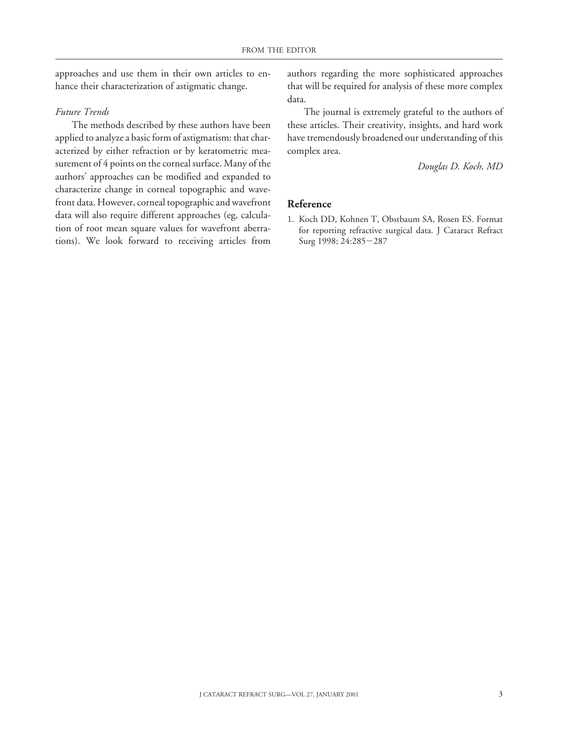approaches and use them in their own articles to enhance their characterization of astigmatic change.

*Future Trends*

The methods described by these authors have been applied to analyze a basic form of astigmatism: that characterized by either refraction or by keratometric measurement of 4 points on the corneal surface. Many of the authors' approaches can be modified and expanded to characterize change in corneal topographic and wavefront data. However, corneal topographic and wavefront data will also require different approaches (eg, calculation of root mean square values for wavefront aberrations). We look forward to receiving articles from authors regarding the more sophisticated approaches that will be required for analysis of these more complex data.

The journal is extremely grateful to the authors of these articles. Their creativity, insights, and hard work have tremendously broadened our understanding of this complex area.

*Douglas D. Koch, MD*

## Reference

1. Koch DD, Kohnen T, Obstbaum SA, Rosen ES. Format for reporting refractive surgical data. J Cataract Refract Surg 1998; 24:285–287